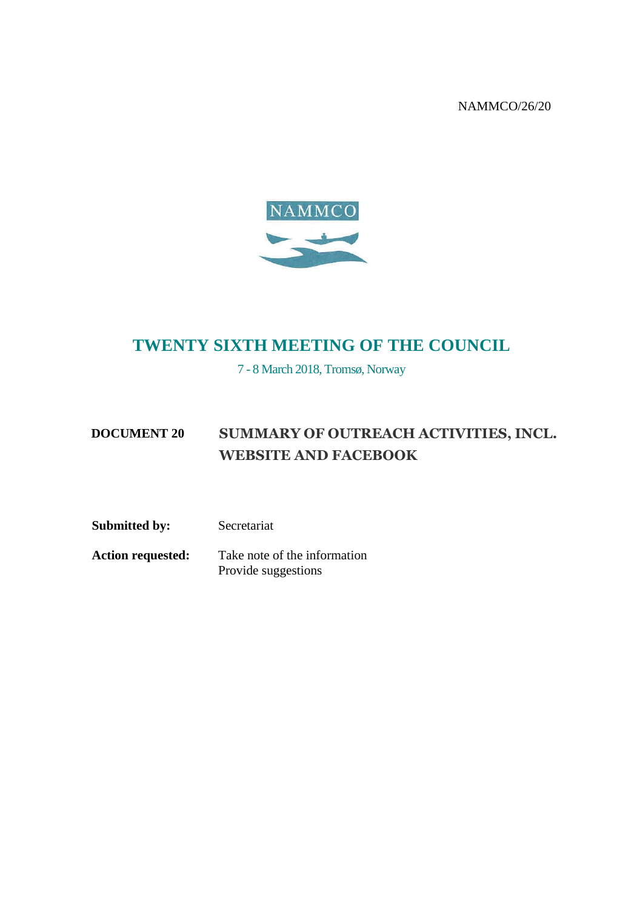NAMMCO/26/20

NAMMCO

# TWENTY SIXTH MEETING OF THE COUNCIL

7 - 8 March 2018, Tromsø, Norway

**DOCUMENT 20** **SUMMARY OF OUTREACH ACTIVITIES, INCL. WEBSITE AND FACEBOOK**

**Submitted by:** Secretariat

**Action requested:** Take note of the information
Provide suggestions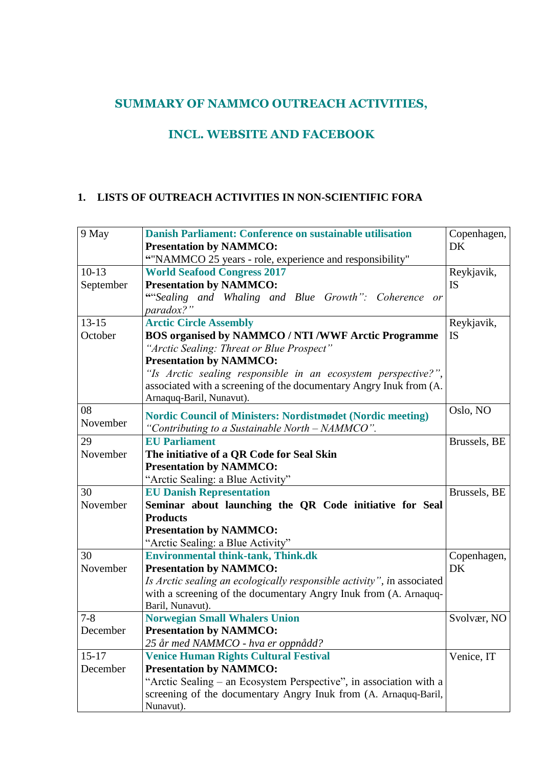# SUMMARY OF NAMMCO OUTREACH ACTIVITIES, INCL. WEBSITE AND FACEBOOK

## 1. LISTS OF OUTREACH ACTIVITIES IN NON-SCIENTIFIC FORA

| | | |
|---|---|---|
| 9 May | **Danish Parliament: Conference on sustainable utilisation**<br>**Presentation by NAMMCO:**<br>**"**"NAMMCO 25 years - role, experience and responsibility" | Copenhagen, DK |
| 10-13 September | **World Seafood Congress 2017**<br>**Presentation by NAMMCO:**<br>**"***"Sealing and Whaling and Blue Growth": Coherence or paradox?"* | Reykjavik, IS |
| 13-15 October | **Arctic Circle Assembly**<br>**BOS organised by NAMMCO / NTI /WWF Arctic Programme**<br>*"Arctic Sealing: Threat or Blue Prospect"*<br>**Presentation by NAMMCO:**<br>*"Is Arctic sealing responsible in an ecosystem perspective?"*, associated with a screening of the documentary Angry Inuk from (A. Arnaquq-Baril, Nunavut). | Reykjavik, IS |
| 08 November | **Nordic Council of Ministers: Nordistmødet (Nordic meeting)**<br>*"Contributing to a Sustainable North – NAMMCO".* | Oslo, NO |
| 29 November | **EU Parliament**<br>**The initiative of a QR Code for Seal Skin**<br>**Presentation by NAMMCO:**<br>"Arctic Sealing: a Blue Activity" | Brussels, BE |
| 30 November | **EU Danish Representation**<br>**Seminar about launching the QR Code initiative for Seal Products**<br>**Presentation by NAMMCO:**<br>"Arctic Sealing: a Blue Activity" | Brussels, BE |
| 30 November | **Environmental think-tank, Think.dk**<br>**Presentation by NAMMCO:**<br>*Is Arctic sealing an ecologically responsible activity"*, in associated with a screening of the documentary Angry Inuk from (A. Arnaquq-Baril, Nunavut). | Copenhagen, DK |
| 7-8 December | **Norwegian Small Whalers Union**<br>**Presentation by NAMMCO:**<br>*25 år med NAMMCO - hva er oppnådd?* | Svolvær, NO |
| 15-17 December | **Venice Human Rights Cultural Festival**<br>**Presentation by NAMMCO:**<br>"Arctic Sealing – an Ecosystem Perspective", in association with a screening of the documentary Angry Inuk from (A. Arnaquq-Baril, Nunavut). | Venice, IT |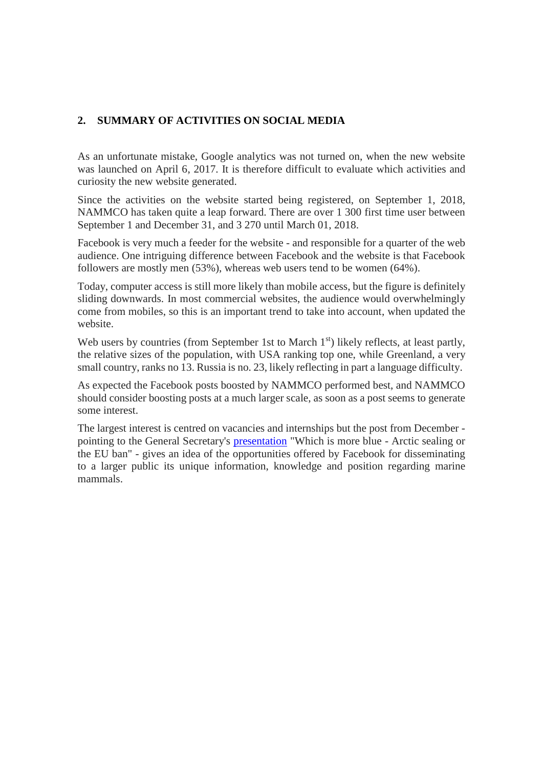## 2. SUMMARY OF ACTIVITIES ON SOCIAL MEDIA

As an unfortunate mistake, Google analytics was not turned on, when the new website was launched on April 6, 2017. It is therefore difficult to evaluate which activities and curiosity the new website generated.

Since the activities on the website started being registered, on September 1, 2018, NAMMCO has taken quite a leap forward. There are over 1 300 first time user between September 1 and December 31, and 3 270 until March 01, 2018.

Facebook is very much a feeder for the website - and responsible for a quarter of the web audience. One intriguing difference between Facebook and the website is that Facebook followers are mostly men (53%), whereas web users tend to be women (64%).

Today, computer access is still more likely than mobile access, but the figure is definitely sliding downwards. In most commercial websites, the audience would overwhelmingly come from mobiles, so this is an important trend to take into account, when updated the website.

Web users by countries (from September 1st to March 1st) likely reflects, at least partly, the relative sizes of the population, with USA ranking top one, while Greenland, a very small country, ranks no 13. Russia is no. 23, likely reflecting in part a language difficulty.

As expected the Facebook posts boosted by NAMMCO performed best, and NAMMCO should consider boosting posts at a much larger scale, as soon as a post seems to generate some interest.

The largest interest is centred on vacancies and internships but the post from December - pointing to the General Secretary's presentation "Which is more blue - Arctic sealing or the EU ban" - gives an idea of the opportunities offered by Facebook for disseminating to a larger public its unique information, knowledge and position regarding marine mammals.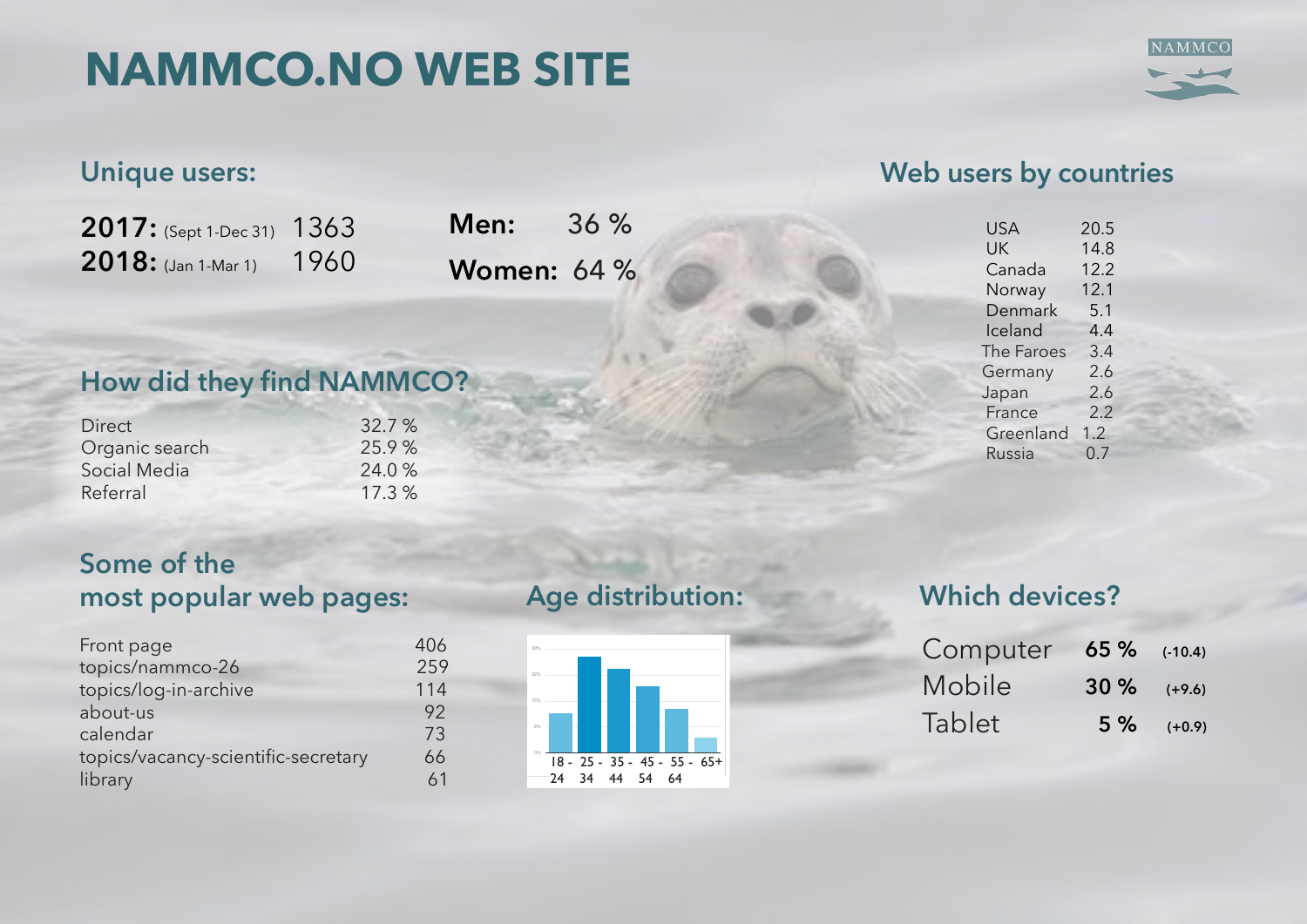# NAMMCO.NO WEB SITE

## Unique users:

**2017:** (Sept 1-Dec 31) 1363
**2018:** (Jan 1-Mar 1) 1960

**Men:** 36 %
**Women:** 64 %

## Web users by countries

| | |
|---|---|
| USA | 20.5 |
| UK | 14.8 |
| Canada | 12.2 |
| Norway | 12.1 |
| Denmark | 5.1 |
| Iceland | 4.4 |
| The Faroes | 3.4 |
| Germany | 2.6 |
| Japan | 2.6 |
| France | 2.2 |
| Greenland | 1.2 |
| Russia | 0.7 |

## How did they find NAMMCO?

| | |
|---|---|
| Direct | 32.7 % |
| Organic search | 25.9 % |
| Social Media | 24.0 % |
| Referral | 17.3 % |

## Some of the most popular web pages:

| | |
|---|---|
| Front page | 406 |
| topics/nammco-26 | 259 |
| topics/log-in-archive | 114 |
| about-us | 92 |
| calendar | 73 |
| topics/vacancy-scientific-secretary | 66 |
| library | 61 |

## Age distribution:

18 - 24 | 25 - 34 | 35 - 44 | 45 - 54 | 55 - 64 | 65+

## Which devices?

| | | |
|---|---|---|
| Computer | **65 %** | **(-10.4)** |
| Mobile | **30 %** | **(+9.6)** |
| Tablet | **5 %** | **(+0.9)** |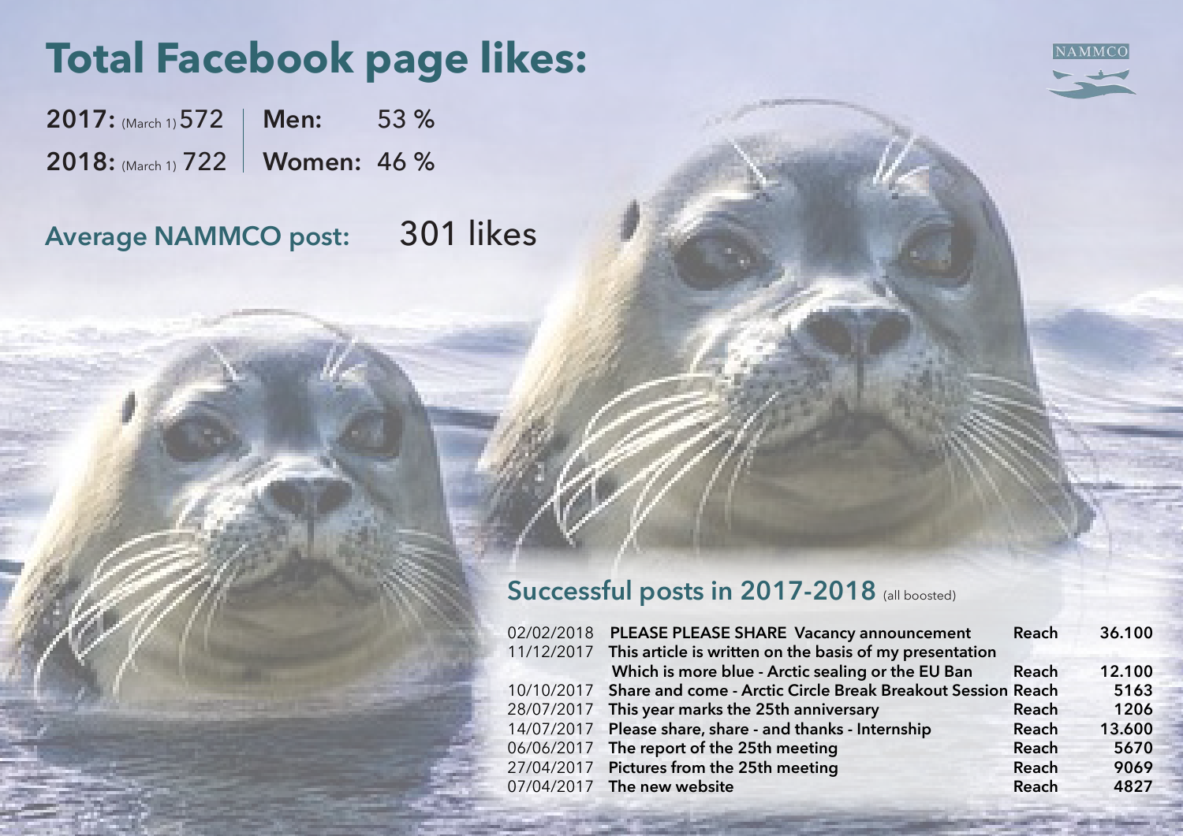# Total Facebook page likes:

**2017:** (March 1) 572 | **Men:** 53 %

**2018:** (March 1) 722 | **Women:** 46 %

## Average NAMMCO post: 301 likes

## Successful posts in 2017-2018 (all boosted)

| | | | |
|---|---|---|---|
| 02/02/2018 | **PLEASE PLEASE SHARE Vacancy announcement** | **Reach** | **36.100** |
| 11/12/2017 | **This article is written on the basis of my presentation Which is more blue - Arctic sealing or the EU Ban** | **Reach** | **12.100** |
| 10/10/2017 | **Share and come - Arctic Circle Break Breakout Session** | **Reach** | **5163** |
| 28/07/2017 | **This year marks the 25th anniversary** | **Reach** | **1206** |
| 14/07/2017 | **Please share, share - and thanks - Internship** | **Reach** | **13.600** |
| 06/06/2017 | **The report of the 25th meeting** | **Reach** | **5670** |
| 27/04/2017 | **Pictures from the 25th meeting** | **Reach** | **9069** |
| 07/04/2017 | **The new website** | **Reach** | **4827** |